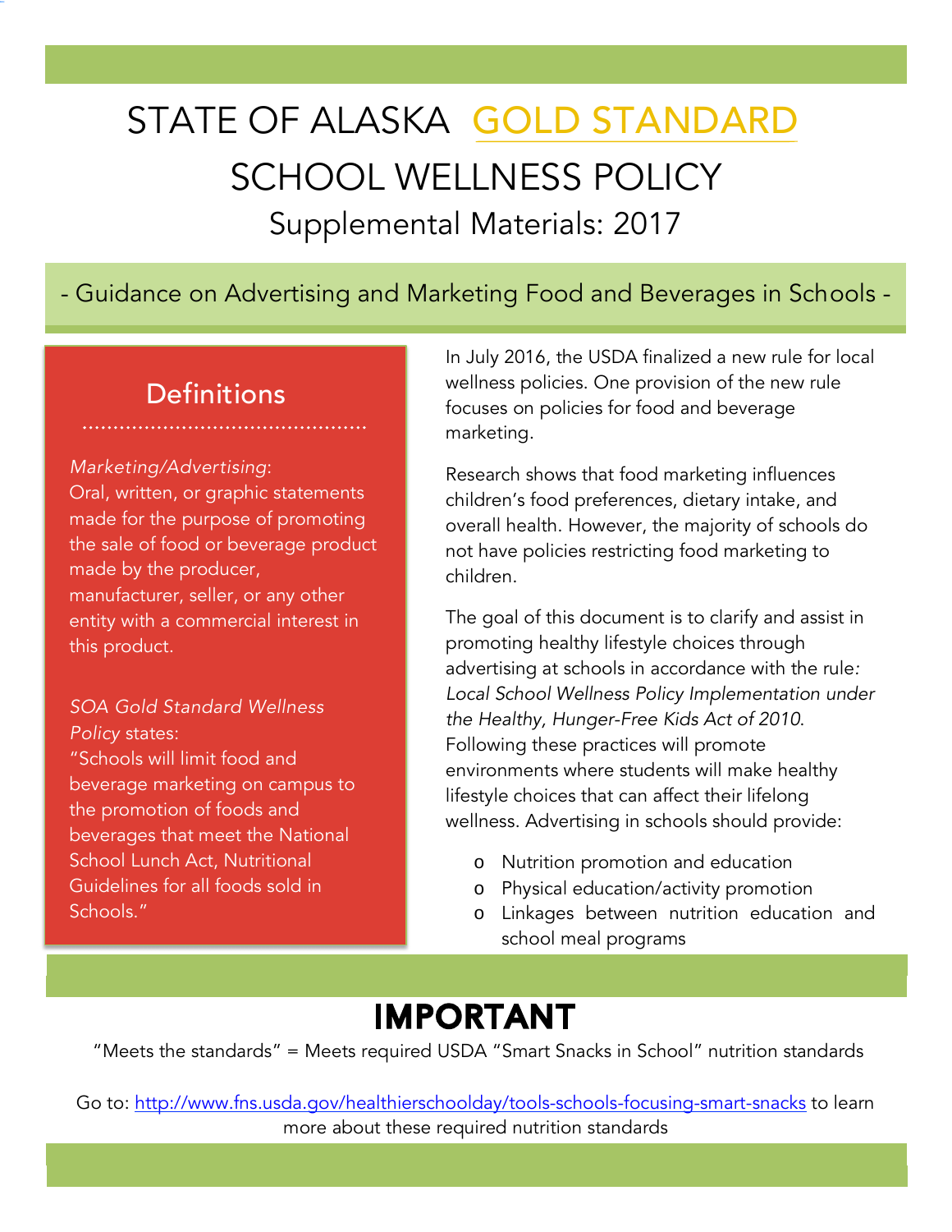# STATE OF ALASKA GOLD STANDARD SCHOOL WELLNESS POLICY

## Supplemental Materials: 2017

### - Guidance on Advertising and Marketing Food and Beverages in Schools -

## Definitions

*Marketing/Advertising*:
Oral, written, or graphic statements made for the purpose of promoting the sale of food or beverage product made by the producer, manufacturer, seller, or any other entity with a commercial interest in this product.

*SOA Gold Standard Wellness Policy* states:
"Schools will limit food and beverage marketing on campus to the promotion of foods and beverages that meet the National School Lunch Act, Nutritional Guidelines for all foods sold in Schools."

In July 2016, the USDA finalized a new rule for local wellness policies. One provision of the new rule focuses on policies for food and beverage marketing.

Research shows that food marketing influences children's food preferences, dietary intake, and overall health. However, the majority of schools do not have policies restricting food marketing to children.

The goal of this document is to clarify and assist in promoting healthy lifestyle choices through advertising at schools in accordance with the rule: *Local School Wellness Policy Implementation under the Healthy, Hunger-Free Kids Act of 2010*. Following these practices will promote environments where students will make healthy lifestyle choices that can affect their lifelong wellness. Advertising in schools should provide:

- Nutrition promotion and education
- Physical education/activity promotion
- Linkages between nutrition education and school meal programs

## IMPORTANT

"Meets the standards" = Meets required USDA "Smart Snacks in School" nutrition standards

Go to: http://www.fns.usda.gov/healthierschoolday/tools-schools-focusing-smart-snacks to learn more about these required nutrition standards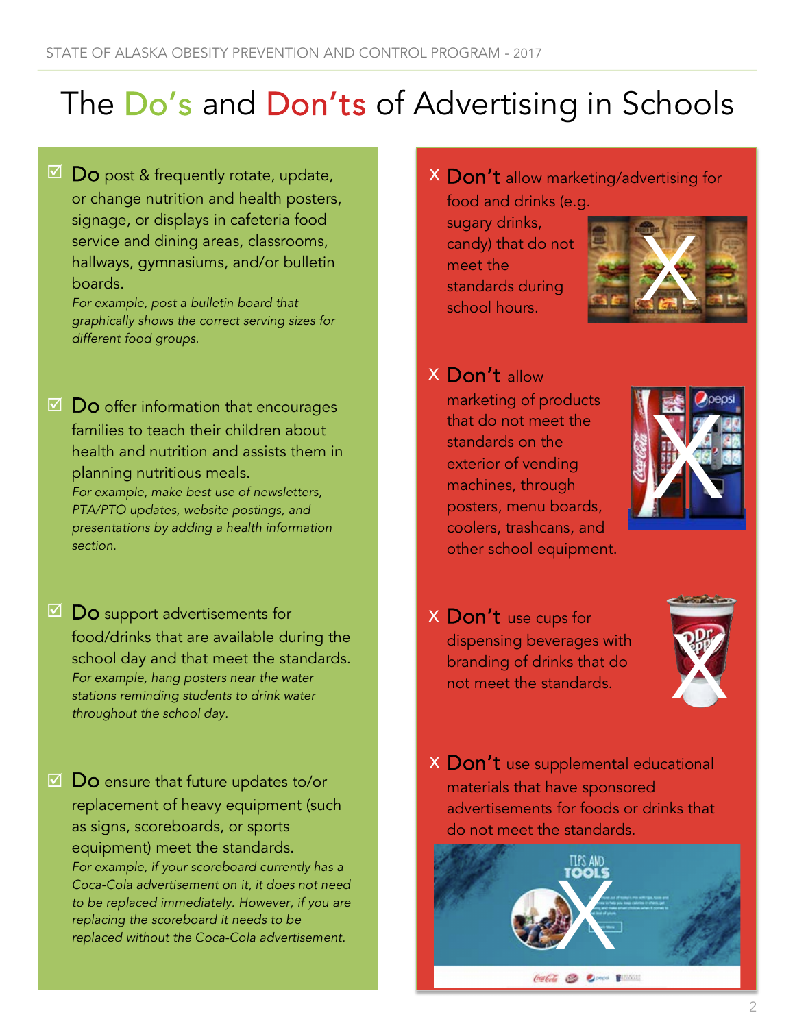# The Do's and Don'ts of Advertising in Schools

☑ **Do** post & frequently rotate, update, or change nutrition and health posters, signage, or displays in cafeteria food service and dining areas, classrooms, hallways, gymnasiums, and/or bulletin boards.
*For example, post a bulletin board that graphically shows the correct serving sizes for different food groups.*

☑ **Do** offer information that encourages families to teach their children about health and nutrition and assists them in planning nutritious meals.
*For example, make best use of newsletters, PTA/PTO updates, website postings, and presentations by adding a health information section.*

☑ **Do** support advertisements for food/drinks that are available during the school day and that meet the standards.
*For example, hang posters near the water stations reminding students to drink water throughout the school day.*

☑ **Do** ensure that future updates to/or replacement of heavy equipment (such as signs, scoreboards, or sports equipment) meet the standards.
*For example, if your scoreboard currently has a Coca-Cola advertisement on it, it does not need to be replaced immediately. However, if you are replacing the scoreboard it needs to be replaced without the Coca-Cola advertisement.*

X **Don't** allow marketing/advertising for food and drinks (e.g. sugary drinks, candy) that do not meet the standards during school hours.

X **Don't** allow marketing of products that do not meet the standards on the exterior of vending machines, through posters, menu boards, coolers, trashcans, and other school equipment.

X **Don't** use cups for dispensing beverages with branding of drinks that do not meet the standards.

X **Don't** use supplemental educational materials that have sponsored advertisements for foods or drinks that do not meet the standards.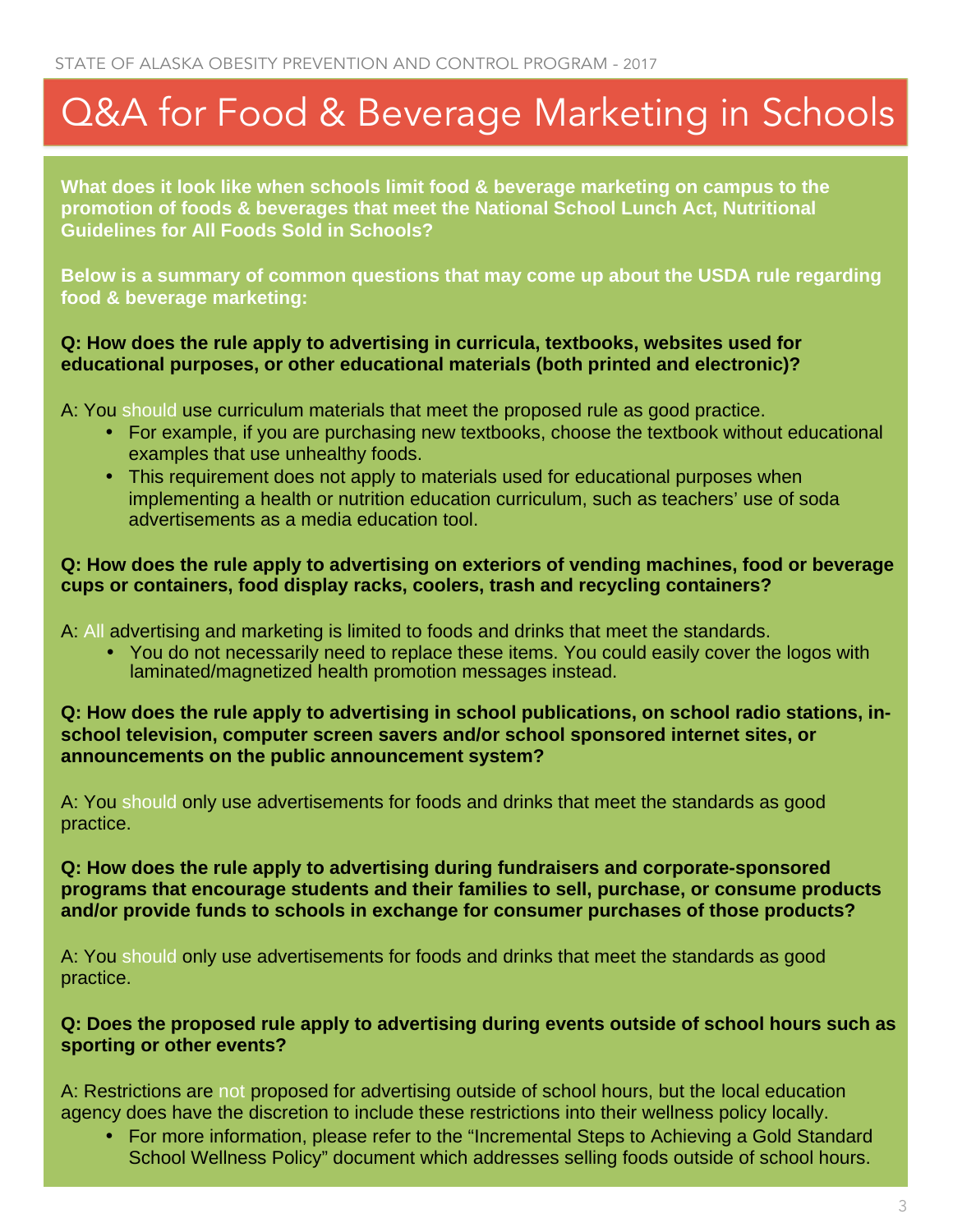# Q&A for Food & Beverage Marketing in Schools

**What does it look like when schools limit food & beverage marketing on campus to the promotion of foods & beverages that meet the National School Lunch Act, Nutritional Guidelines for All Foods Sold in Schools?**

**Below is a summary of common questions that may come up about the USDA rule regarding food & beverage marketing:**

**Q: How does the rule apply to advertising in curricula, textbooks, websites used for educational purposes, or other educational materials (both printed and electronic)?**

A: You should use curriculum materials that meet the proposed rule as good practice.

- For example, if you are purchasing new textbooks, choose the textbook without educational examples that use unhealthy foods.
- This requirement does not apply to materials used for educational purposes when implementing a health or nutrition education curriculum, such as teachers' use of soda advertisements as a media education tool.

**Q: How does the rule apply to advertising on exteriors of vending machines, food or beverage cups or containers, food display racks, coolers, trash and recycling containers?**

A: All advertising and marketing is limited to foods and drinks that meet the standards.

- You do not necessarily need to replace these items. You could easily cover the logos with laminated/magnetized health promotion messages instead.

**Q: How does the rule apply to advertising in school publications, on school radio stations, in-school television, computer screen savers and/or school sponsored internet sites, or announcements on the public announcement system?**

A: You should only use advertisements for foods and drinks that meet the standards as good practice.

**Q: How does the rule apply to advertising during fundraisers and corporate-sponsored programs that encourage students and their families to sell, purchase, or consume products and/or provide funds to schools in exchange for consumer purchases of those products?**

A: You should only use advertisements for foods and drinks that meet the standards as good practice.

**Q: Does the proposed rule apply to advertising during events outside of school hours such as sporting or other events?**

A: Restrictions are not proposed for advertising outside of school hours, but the local education agency does have the discretion to include these restrictions into their wellness policy locally.

- For more information, please refer to the "Incremental Steps to Achieving a Gold Standard School Wellness Policy" document which addresses selling foods outside of school hours.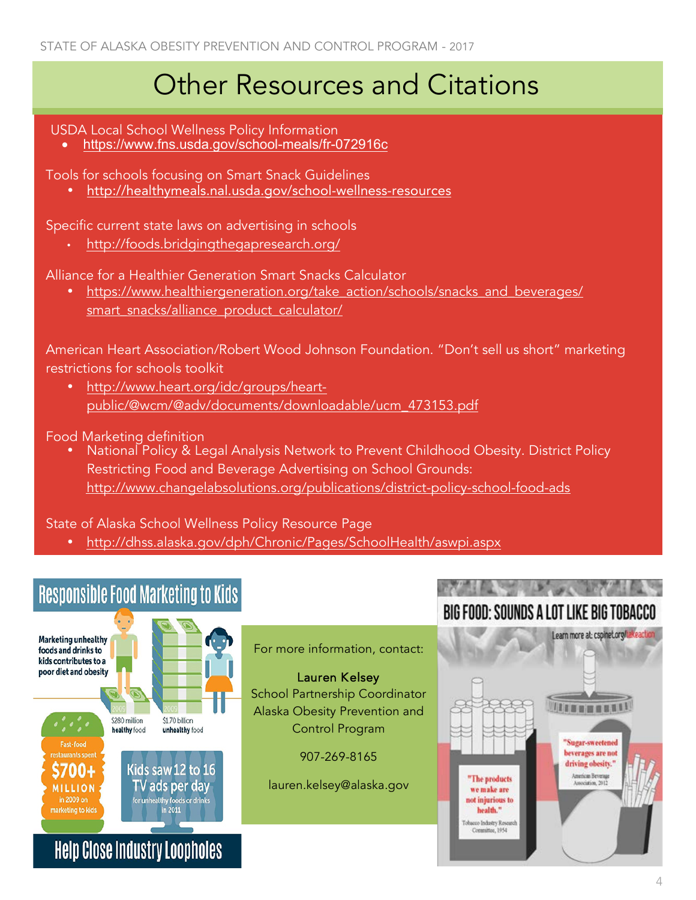# Other Resources and Citations

USDA Local School Wellness Policy Information

- https://www.fns.usda.gov/school-meals/fr-072916c

Tools for schools focusing on Smart Snack Guidelines

- http://healthymeals.nal.usda.gov/school-wellness-resources

Specific current state laws on advertising in schools

- http://foods.bridgingthegapresearch.org/

Alliance for a Healthier Generation Smart Snacks Calculator

- https://www.healthiergeneration.org/take_action/schools/snacks_and_beverages/smart_snacks/alliance_product_calculator/

American Heart Association/Robert Wood Johnson Foundation. "Don't sell us short" marketing restrictions for schools toolkit

- http://www.heart.org/idc/groups/heart-public/@wcm/@adv/documents/downloadable/ucm_473153.pdf

Food Marketing definition

- National Policy & Legal Analysis Network to Prevent Childhood Obesity. District Policy Restricting Food and Beverage Advertising on School Grounds: http://www.changelabsolutions.org/publications/district-policy-school-food-ads

State of Alaska School Wellness Policy Resource Page

- http://dhss.alaska.gov/dph/Chronic/Pages/SchoolHealth/aswpi.aspx

## Responsible Food Marketing to Kids

Marketing unhealthy foods and drinks to kids contributes to a poor diet and obesity

2009 $280 million healthy food

2009 $1.70 billion unhealthy food

Fast-food restaurants spent $700+ MILLION in 2009 on marketing to kids

Kids saw 12 to 16 TV ads per day for unhealthy foods or drinks in 2011

Help Close Industry Loopholes

For more information, contact:

**Lauren Kelsey**
School Partnership Coordinator
Alaska Obesity Prevention and Control Program

907-269-8165

lauren.kelsey@alaska.gov

## BIG FOOD: SOUNDS A LOT LIKE BIG TOBACCO

Learn more at: cspinet.org/takeaction

"The products we make are not injurious to health." Tobacco Industry Research Committee, 1954

"Sugar-sweetened beverages are not driving obesity." American Beverage Association, 2012